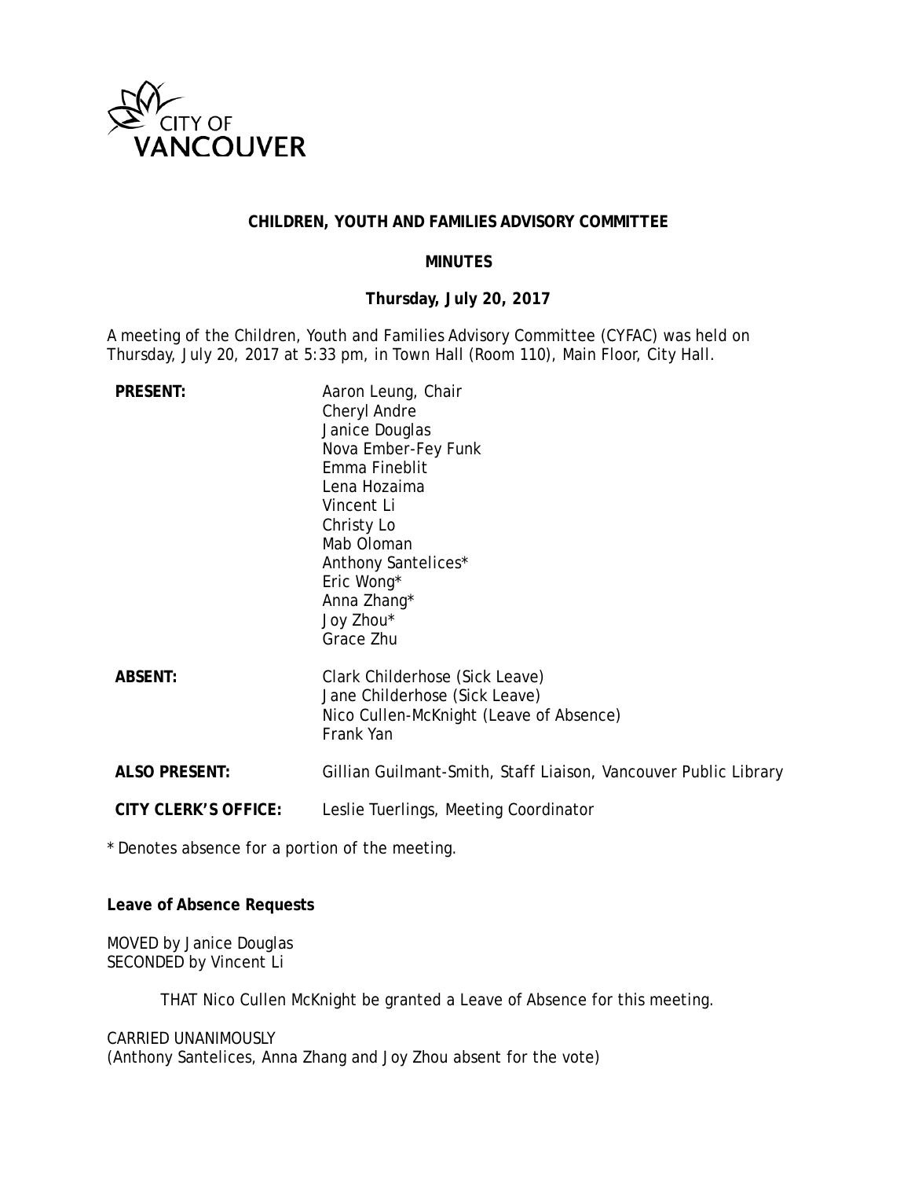**CHILDREN, YOUTH AND FAMILIES ADVISORY COMMITTEE**

**MINUTES**

**Thursday, July 20, 2017**

A meeting of the Children, Youth and Families Advisory Committee (CYFAC) was held on Thursday, July 20, 2017 at 5:33 pm, in Town Hall (Room 110), Main Floor, City Hall.

**PRESENT:**
Aaron Leung, Chair
Cheryl Andre
Janice Douglas
Nova Ember-Fey Funk
Emma Fineblit
Lena Hozaima
Vincent Li
Christy Lo
Mab Oloman
Anthony Santelices*
Eric Wong*
Anna Zhang*
Joy Zhou*
Grace Zhu

**ABSENT:**
Clark Childerhose (Sick Leave)
Jane Childerhose (Sick Leave)
Nico Cullen-McKnight (Leave of Absence)
Frank Yan

**ALSO PRESENT:**
Gillian Guilmant-Smith, Staff Liaison, Vancouver Public Library

**CITY CLERK'S OFFICE:**
Leslie Tuerlings, Meeting Coordinator

\* Denotes absence for a portion of the meeting.

**Leave of Absence Requests**

MOVED by Janice Douglas
SECONDED by Vincent Li

THAT Nico Cullen McKnight be granted a Leave of Absence for this meeting.

CARRIED UNANIMOUSLY
(Anthony Santelices, Anna Zhang and Joy Zhou absent for the vote)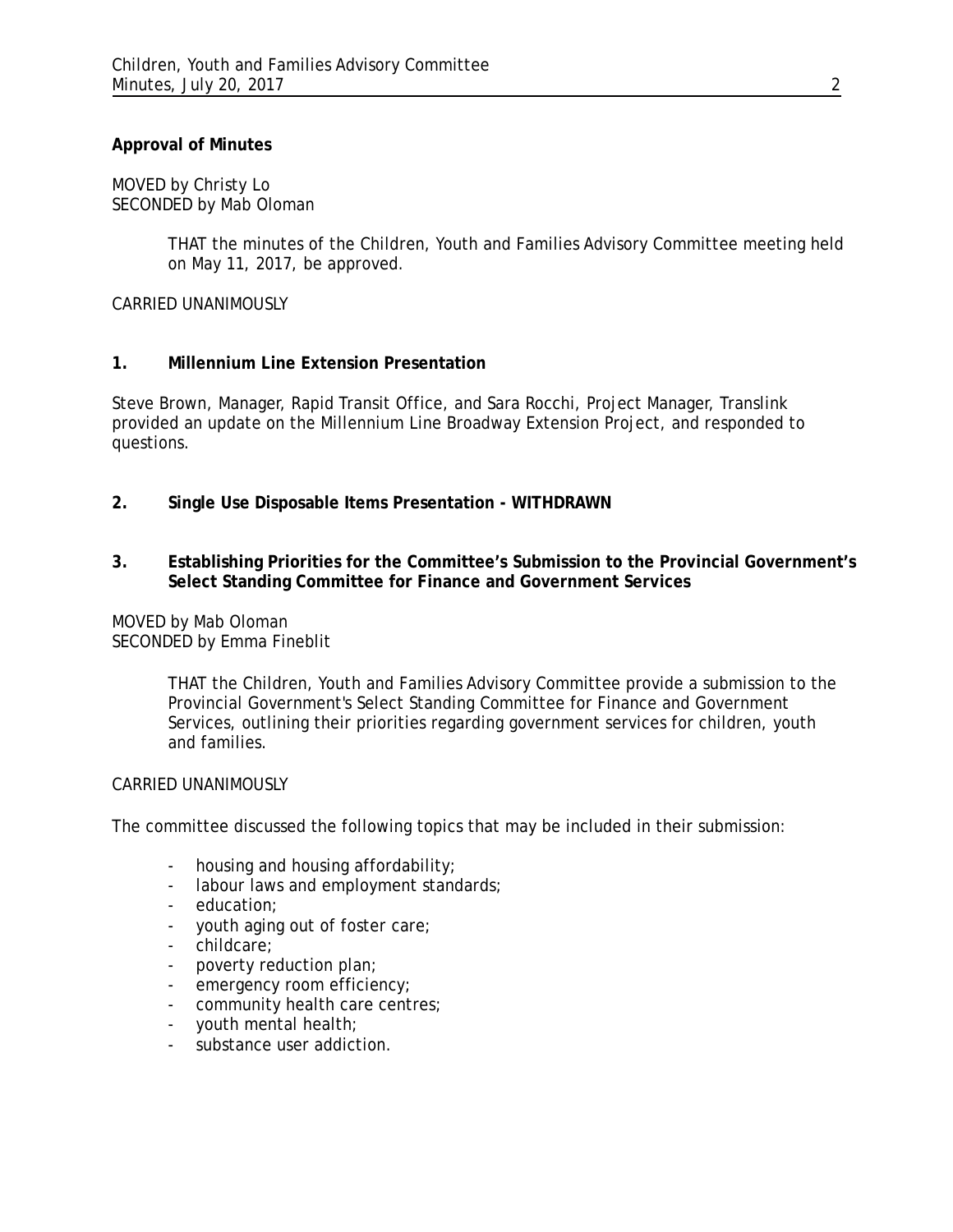**Approval of Minutes**

MOVED by Christy Lo
SECONDED by Mab Oloman

> THAT the minutes of the Children, Youth and Families Advisory Committee meeting held on May 11, 2017, be approved.

CARRIED UNANIMOUSLY

**1. Millennium Line Extension Presentation**

Steve Brown, Manager, Rapid Transit Office, and Sara Rocchi, Project Manager, Translink provided an update on the Millennium Line Broadway Extension Project, and responded to questions.

**2. Single Use Disposable Items Presentation - WITHDRAWN**

**3. Establishing Priorities for the Committee's Submission to the Provincial Government's Select Standing Committee for Finance and Government Services**

MOVED by Mab Oloman
SECONDED by Emma Fineblit

> THAT the Children, Youth and Families Advisory Committee provide a submission to the Provincial Government's Select Standing Committee for Finance and Government Services, outlining their priorities regarding government services for children, youth and families.

CARRIED UNANIMOUSLY

The committee discussed the following topics that may be included in their submission:

- housing and housing affordability;
- labour laws and employment standards;
- education;
- youth aging out of foster care;
- childcare;
- poverty reduction plan;
- emergency room efficiency;
- community health care centres;
- youth mental health;
- substance user addiction.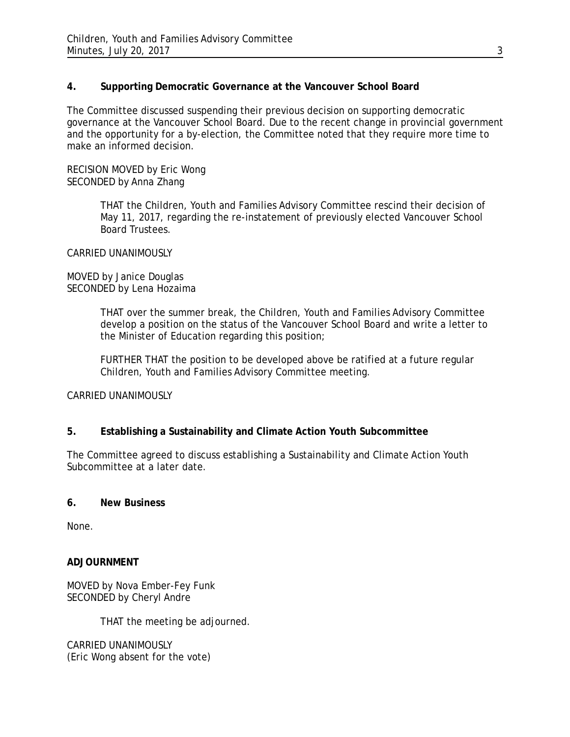## 4. Supporting Democratic Governance at the Vancouver School Board

The Committee discussed suspending their previous decision on supporting democratic governance at the Vancouver School Board. Due to the recent change in provincial government and the opportunity for a by-election, the Committee noted that they require more time to make an informed decision.

RECISION MOVED by Eric Wong
SECONDED by Anna Zhang

> THAT the Children, Youth and Families Advisory Committee rescind their decision of May 11, 2017, regarding the re-instatement of previously elected Vancouver School Board Trustees.

CARRIED UNANIMOUSLY

MOVED by Janice Douglas
SECONDED by Lena Hozaima

> THAT over the summer break, the Children, Youth and Families Advisory Committee develop a position on the status of the Vancouver School Board and write a letter to the Minister of Education regarding this position;
>
> FURTHER THAT the position to be developed above be ratified at a future regular Children, Youth and Families Advisory Committee meeting.

CARRIED UNANIMOUSLY

## 5. Establishing a Sustainability and Climate Action Youth Subcommittee

The Committee agreed to discuss establishing a Sustainability and Climate Action Youth Subcommittee at a later date.

## 6. New Business

None.

## ADJOURNMENT

MOVED by Nova Ember-Fey Funk
SECONDED by Cheryl Andre

> THAT the meeting be adjourned.

CARRIED UNANIMOUSLY
(Eric Wong absent for the vote)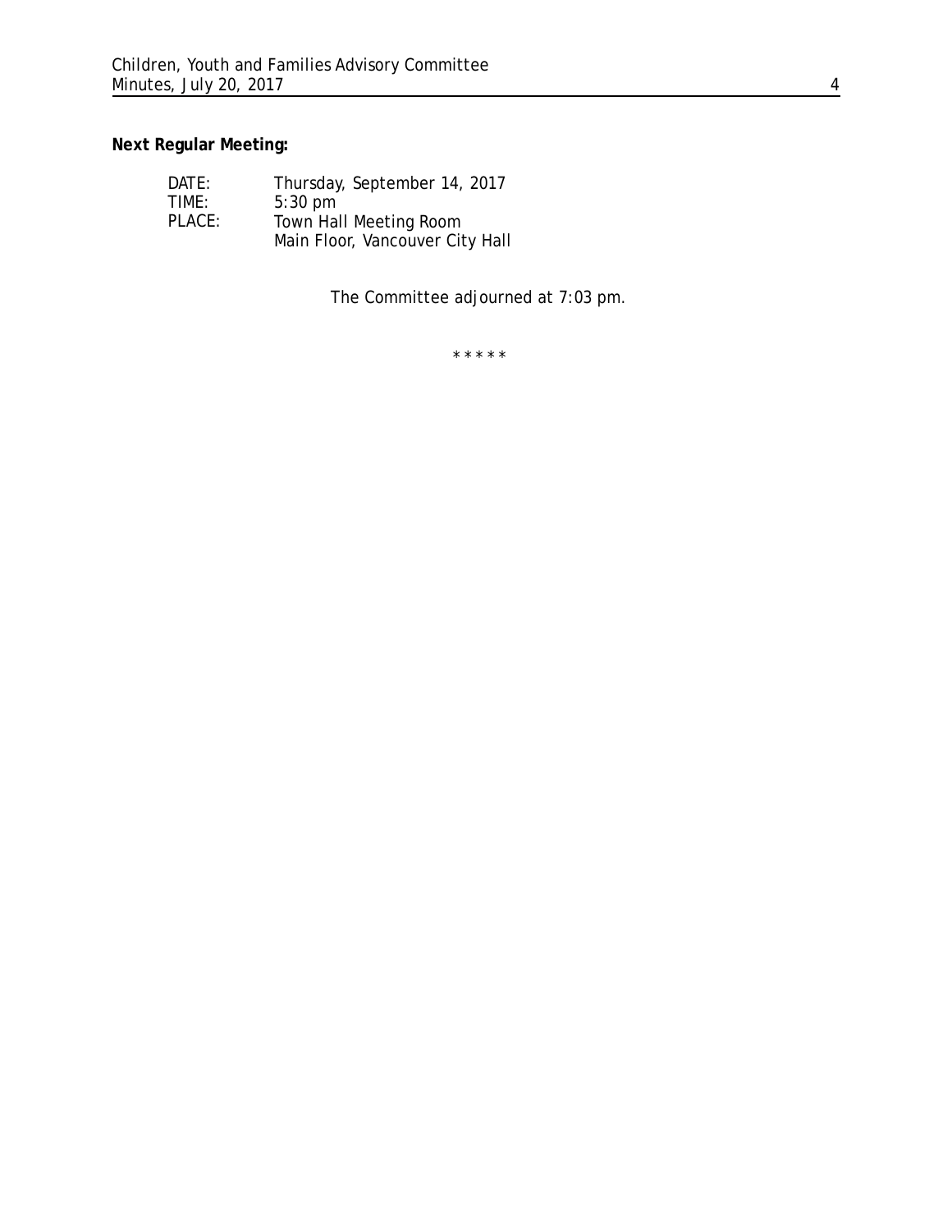**Next Regular Meeting:**

| | |
|---|---|
| DATE: | Thursday, September 14, 2017 |
| TIME: | 5:30 pm |
| PLACE: | Town Hall Meeting Room<br>Main Floor, Vancouver City Hall |

The Committee adjourned at 7:03 pm.

\* \* \* \* \*